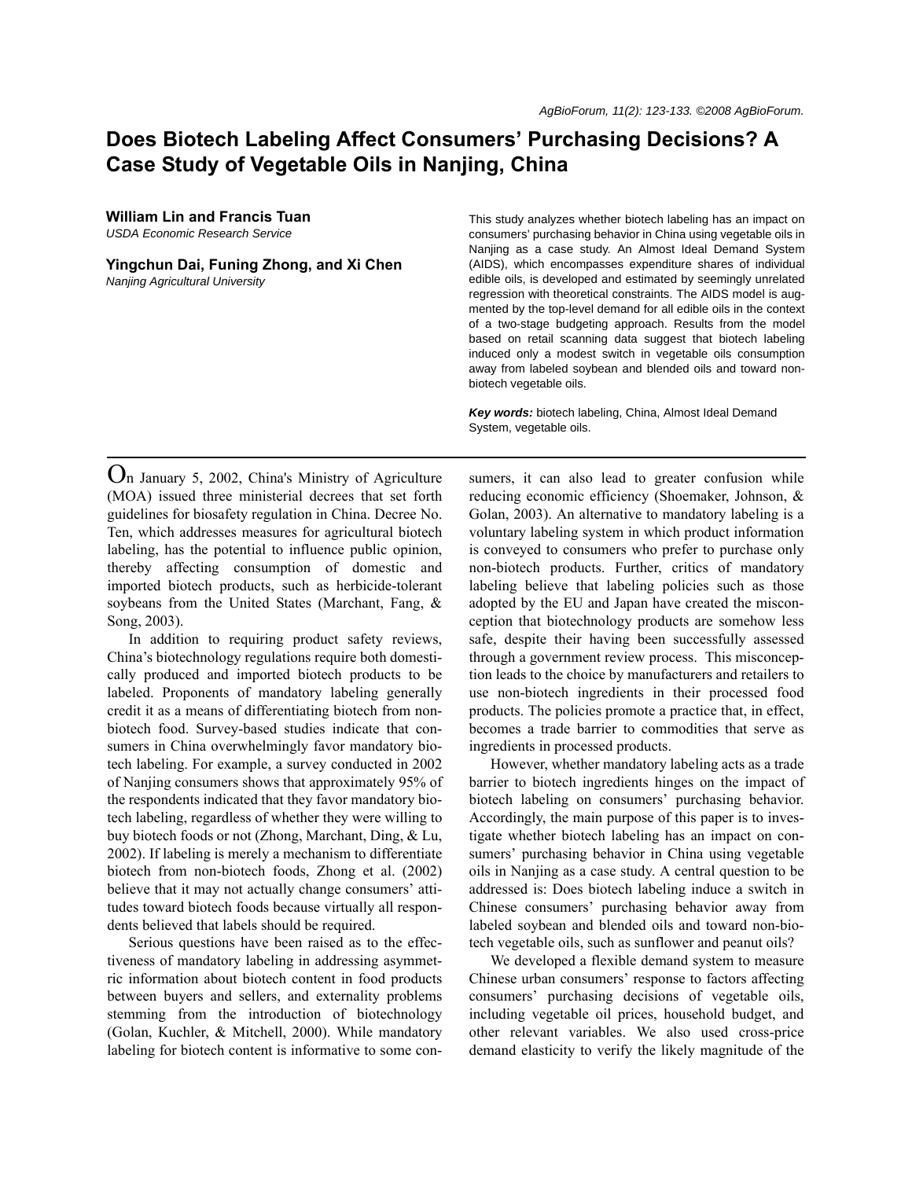# Does Biotech Labeling Affect Consumers' Purchasing Decisions? A Case Study of Vegetable Oils in Nanjing, China

**William Lin and Francis Tuan**
*USDA Economic Research Service*

**Yingchun Dai, Funing Zhong, and Xi Chen**
*Nanjing Agricultural University*

This study analyzes whether biotech labeling has an impact on consumers' purchasing behavior in China using vegetable oils in Nanjing as a case study. An Almost Ideal Demand System (AIDS), which encompasses expenditure shares of individual edible oils, is developed and estimated by seemingly unrelated regression with theoretical constraints. The AIDS model is augmented by the top-level demand for all edible oils in the context of a two-stage budgeting approach. Results from the model based on retail scanning data suggest that biotech labeling induced only a modest switch in vegetable oils consumption away from labeled soybean and blended oils and toward non-biotech vegetable oils.

***Key words:*** biotech labeling, China, Almost Ideal Demand System, vegetable oils.

---

On January 5, 2002, China's Ministry of Agriculture (MOA) issued three ministerial decrees that set forth guidelines for biosafety regulation in China. Decree No. Ten, which addresses measures for agricultural biotech labeling, has the potential to influence public opinion, thereby affecting consumption of domestic and imported biotech products, such as herbicide-tolerant soybeans from the United States (Marchant, Fang, & Song, 2003).

In addition to requiring product safety reviews, China's biotechnology regulations require both domestically produced and imported biotech products to be labeled. Proponents of mandatory labeling generally credit it as a means of differentiating biotech from non-biotech food. Survey-based studies indicate that consumers in China overwhelmingly favor mandatory biotech labeling. For example, a survey conducted in 2002 of Nanjing consumers shows that approximately 95% of the respondents indicated that they favor mandatory biotech labeling, regardless of whether they were willing to buy biotech foods or not (Zhong, Marchant, Ding, & Lu, 2002). If labeling is merely a mechanism to differentiate biotech from non-biotech foods, Zhong et al. (2002) believe that it may not actually change consumers' attitudes toward biotech foods because virtually all respondents believed that labels should be required.

Serious questions have been raised as to the effectiveness of mandatory labeling in addressing asymmetric information about biotech content in food products between buyers and sellers, and externality problems stemming from the introduction of biotechnology (Golan, Kuchler, & Mitchell, 2000). While mandatory labeling for biotech content is informative to some consumers, it can also lead to greater confusion while reducing economic efficiency (Shoemaker, Johnson, & Golan, 2003). An alternative to mandatory labeling is a voluntary labeling system in which product information is conveyed to consumers who prefer to purchase only non-biotech products. Further, critics of mandatory labeling believe that labeling policies such as those adopted by the EU and Japan have created the misconception that biotechnology products are somehow less safe, despite their having been successfully assessed through a government review process. This misconception leads to the choice by manufacturers and retailers to use non-biotech ingredients in their processed food products. The policies promote a practice that, in effect, becomes a trade barrier to commodities that serve as ingredients in processed products.

However, whether mandatory labeling acts as a trade barrier to biotech ingredients hinges on the impact of biotech labeling on consumers' purchasing behavior. Accordingly, the main purpose of this paper is to investigate whether biotech labeling has an impact on consumers' purchasing behavior in China using vegetable oils in Nanjing as a case study. A central question to be addressed is: Does biotech labeling induce a switch in Chinese consumers' purchasing behavior away from labeled soybean and blended oils and toward non-biotech vegetable oils, such as sunflower and peanut oils?

We developed a flexible demand system to measure Chinese urban consumers' response to factors affecting consumers' purchasing decisions of vegetable oils, including vegetable oil prices, household budget, and other relevant variables. We also used cross-price demand elasticity to verify the likely magnitude of the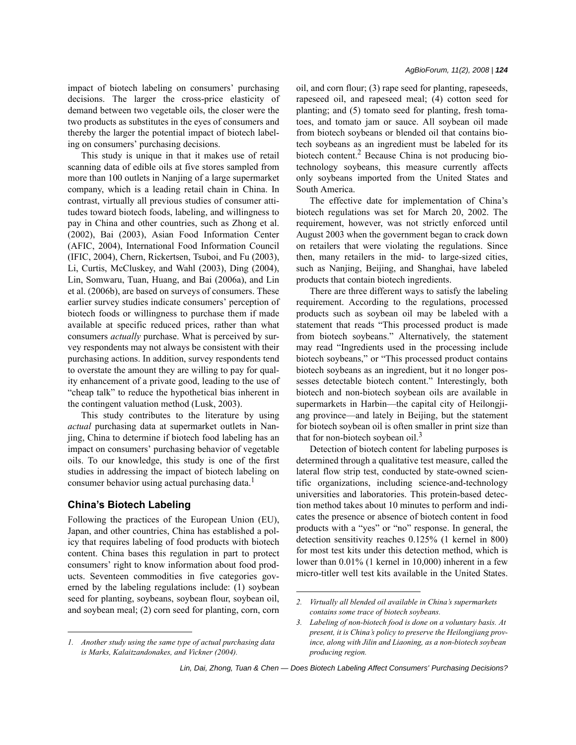impact of biotech labeling on consumers' purchasing decisions. The larger the cross-price elasticity of demand between two vegetable oils, the closer were the two products as substitutes in the eyes of consumers and thereby the larger the potential impact of biotech labeling on consumers' purchasing decisions.

This study is unique in that it makes use of retail scanning data of edible oils at five stores sampled from more than 100 outlets in Nanjing of a large supermarket company, which is a leading retail chain in China. In contrast, virtually all previous studies of consumer attitudes toward biotech foods, labeling, and willingness to pay in China and other countries, such as Zhong et al. (2002), Bai (2003), Asian Food Information Center (AFIC, 2004), International Food Information Council (IFIC, 2004), Chern, Rickertsen, Tsuboi, and Fu (2003), Li, Curtis, McCluskey, and Wahl (2003), Ding (2004), Lin, Somwaru, Tuan, Huang, and Bai (2006a), and Lin et al. (2006b), are based on surveys of consumers. These earlier survey studies indicate consumers' perception of biotech foods or willingness to purchase them if made available at specific reduced prices, rather than what consumers *actually* purchase. What is perceived by survey respondents may not always be consistent with their purchasing actions. In addition, survey respondents tend to overstate the amount they are willing to pay for quality enhancement of a private good, leading to the use of "cheap talk" to reduce the hypothetical bias inherent in the contingent valuation method (Lusk, 2003).

This study contributes to the literature by using *actual* purchasing data at supermarket outlets in Nanjing, China to determine if biotech food labeling has an impact on consumers' purchasing behavior of vegetable oils. To our knowledge, this study is one of the first studies in addressing the impact of biotech labeling on consumer behavior using actual purchasing data.[1]

## China's Biotech Labeling

Following the practices of the European Union (EU), Japan, and other countries, China has established a policy that requires labeling of food products with biotech content. China bases this regulation in part to protect consumers' right to know information about food products. Seventeen commodities in five categories governed by the labeling regulations include: (1) soybean seed for planting, soybeans, soybean flour, soybean oil, and soybean meal; (2) corn seed for planting, corn, corn oil, and corn flour; (3) rape seed for planting, rapeseeds, rapeseed oil, and rapeseed meal; (4) cotton seed for planting; and (5) tomato seed for planting, fresh tomatoes, and tomato jam or sauce. All soybean oil made from biotech soybeans or blended oil that contains biotech soybeans as an ingredient must be labeled for its biotech content.[2] Because China is not producing biotechnology soybeans, this measure currently affects only soybeans imported from the United States and South America.

The effective date for implementation of China's biotech regulations was set for March 20, 2002. The requirement, however, was not strictly enforced until August 2003 when the government began to crack down on retailers that were violating the regulations. Since then, many retailers in the mid- to large-sized cities, such as Nanjing, Beijing, and Shanghai, have labeled products that contain biotech ingredients.

There are three different ways to satisfy the labeling requirement. According to the regulations, processed products such as soybean oil may be labeled with a statement that reads "This processed product is made from biotech soybeans." Alternatively, the statement may read "Ingredients used in the processing include biotech soybeans," or "This processed product contains biotech soybeans as an ingredient, but it no longer possesses detectable biotech content." Interestingly, both biotech and non-biotech soybean oils are available in supermarkets in Harbin—the capital city of Heilongjiang province—and lately in Beijing, but the statement for biotech soybean oil is often smaller in print size than that for non-biotech soybean oil.[3]

Detection of biotech content for labeling purposes is determined through a qualitative test measure, called the lateral flow strip test, conducted by state-owned scientific organizations, including science-and-technology universities and laboratories. This protein-based detection method takes about 10 minutes to perform and indicates the presence or absence of biotech content in food products with a "yes" or "no" response. In general, the detection sensitivity reaches 0.125% (1 kernel in 800) for most test kits under this detection method, which is lower than 0.01% (1 kernel in 10,000) inherent in a few micro-titler well test kits available in the United States.

---

1. *Another study using the same type of actual purchasing data is Marks, Kalaitzandonakes, and Vickner (2004).*

2. *Virtually all blended oil available in China's supermarkets contains some trace of biotech soybeans.*

3. *Labeling of non-biotech food is done on a voluntary basis. At present, it is China's policy to preserve the Heilongjiang province, along with Jilin and Liaoning, as a non-biotech soybean producing region.*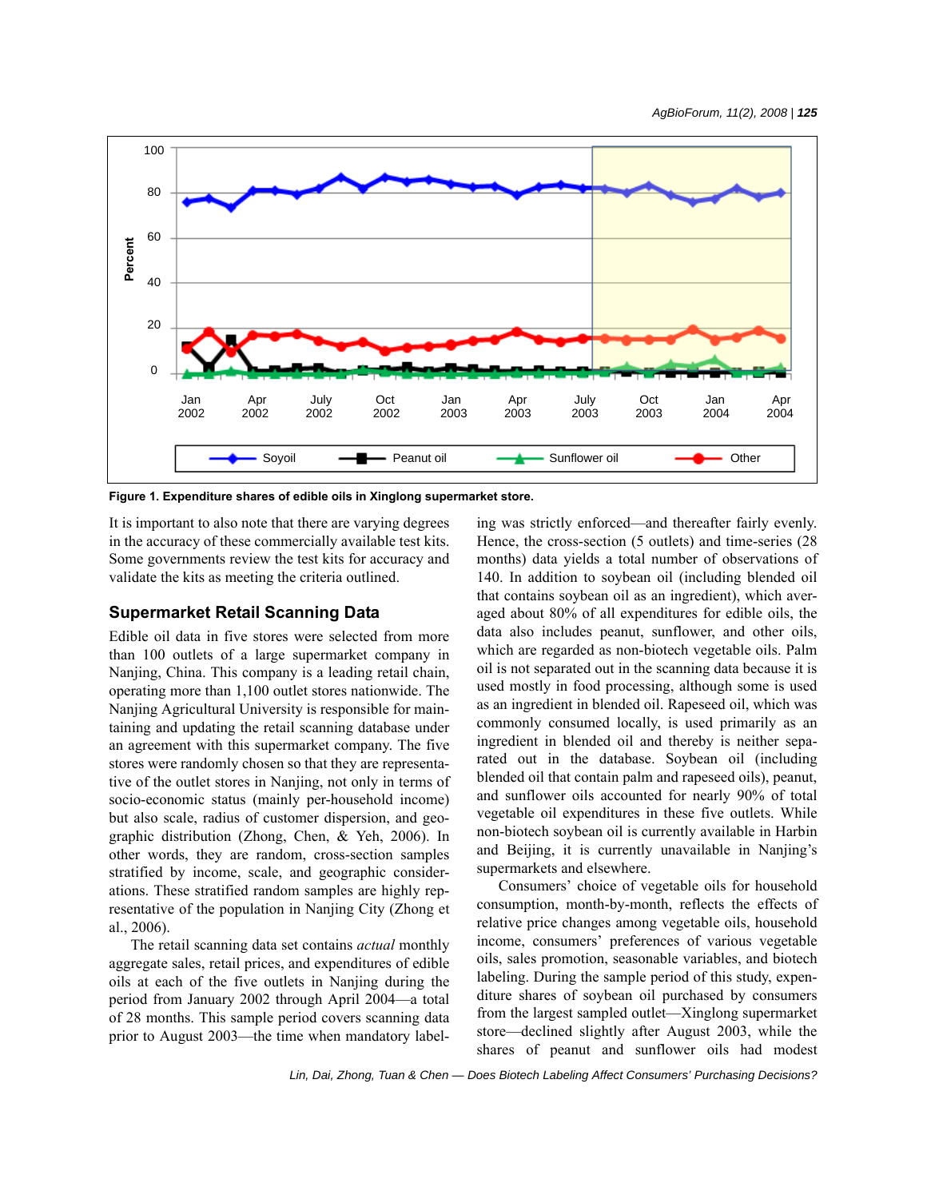Figure 1. Expenditure shares of edible oils in Xinglong supermarket store.

It is important to also note that there are varying degrees in the accuracy of these commercially available test kits. Some governments review the test kits for accuracy and validate the kits as meeting the criteria outlined.

## Supermarket Retail Scanning Data

Edible oil data in five stores were selected from more than 100 outlets of a large supermarket company in Nanjing, China. This company is a leading retail chain, operating more than 1,100 outlet stores nationwide. The Nanjing Agricultural University is responsible for maintaining and updating the retail scanning database under an agreement with this supermarket company. The five stores were randomly chosen so that they are representative of the outlet stores in Nanjing, not only in terms of socio-economic status (mainly per-household income) but also scale, radius of customer dispersion, and geographic distribution (Zhong, Chen, & Yeh, 2006). In other words, they are random, cross-section samples stratified by income, scale, and geographic considerations. These stratified random samples are highly representative of the population in Nanjing City (Zhong et al., 2006).

The retail scanning data set contains *actual* monthly aggregate sales, retail prices, and expenditures of edible oils at each of the five outlets in Nanjing during the period from January 2002 through April 2004—a total of 28 months. This sample period covers scanning data prior to August 2003—the time when mandatory labeling was strictly enforced—and thereafter fairly evenly. Hence, the cross-section (5 outlets) and time-series (28 months) data yields a total number of observations of 140. In addition to soybean oil (including blended oil that contains soybean oil as an ingredient), which averaged about 80% of all expenditures for edible oils, the data also includes peanut, sunflower, and other oils, which are regarded as non-biotech vegetable oils. Palm oil is not separated out in the scanning data because it is used mostly in food processing, although some is used as an ingredient in blended oil. Rapeseed oil, which was commonly consumed locally, is used primarily as an ingredient in blended oil and thereby is neither separated out in the database. Soybean oil (including blended oil that contain palm and rapeseed oils), peanut, and sunflower oils accounted for nearly 90% of total vegetable oil expenditures in these five outlets. While non-biotech soybean oil is currently available in Harbin and Beijing, it is currently unavailable in Nanjing's supermarkets and elsewhere.

Consumers' choice of vegetable oils for household consumption, month-by-month, reflects the effects of relative price changes among vegetable oils, household income, consumers' preferences of various vegetable oils, sales promotion, seasonable variables, and biotech labeling. During the sample period of this study, expenditure shares of soybean oil purchased by consumers from the largest sampled outlet—Xinglong supermarket store—declined slightly after August 2003, while the shares of peanut and sunflower oils had modest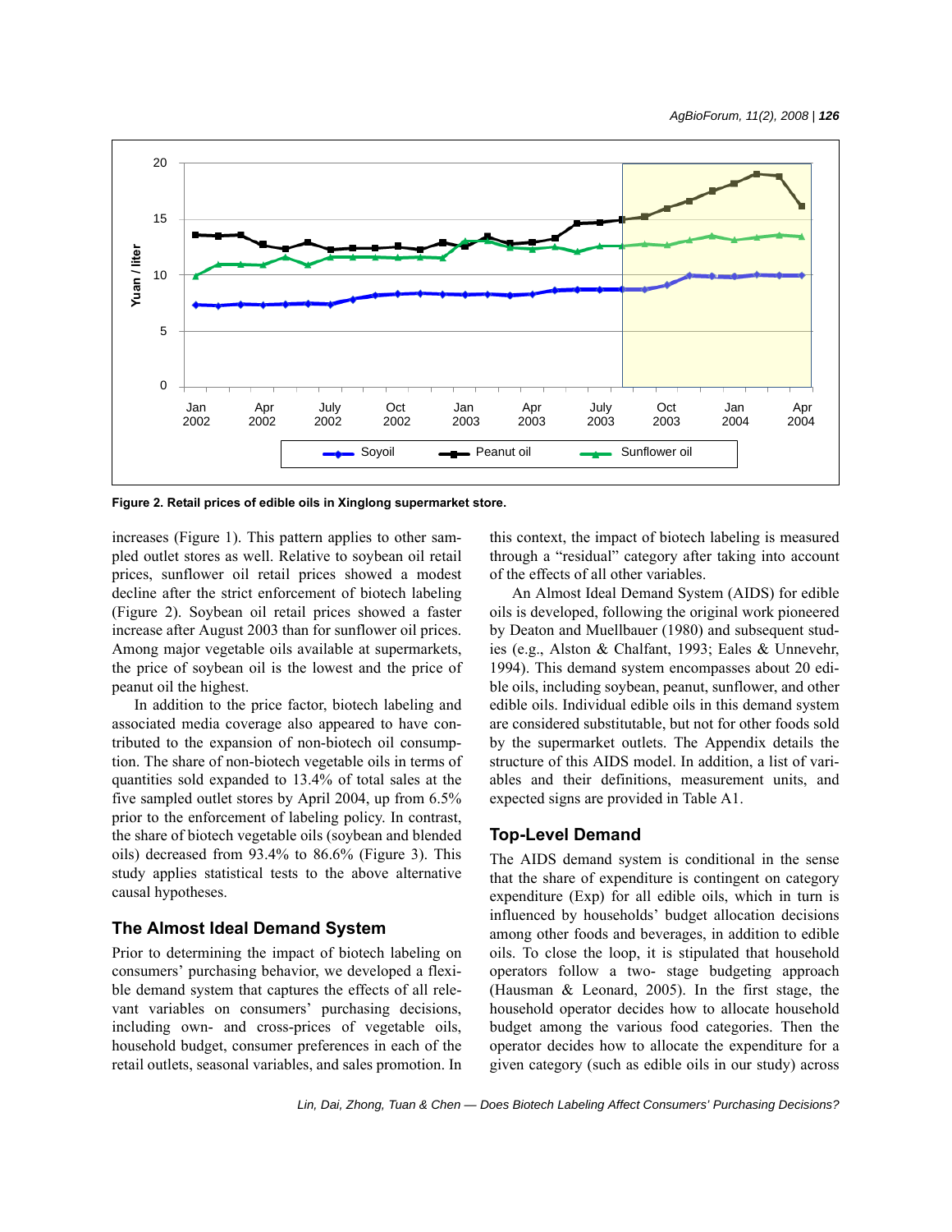Figure 2. Retail prices of edible oils in Xinglong supermarket store.

increases (Figure 1). This pattern applies to other sampled outlet stores as well. Relative to soybean oil retail prices, sunflower oil retail prices showed a modest decline after the strict enforcement of biotech labeling (Figure 2). Soybean oil retail prices showed a faster increase after August 2003 than for sunflower oil prices. Among major vegetable oils available at supermarkets, the price of soybean oil is the lowest and the price of peanut oil the highest.

In addition to the price factor, biotech labeling and associated media coverage also appeared to have contributed to the expansion of non-biotech oil consumption. The share of non-biotech vegetable oils in terms of quantities sold expanded to 13.4% of total sales at the five sampled outlet stores by April 2004, up from 6.5% prior to the enforcement of labeling policy. In contrast, the share of biotech vegetable oils (soybean and blended oils) decreased from 93.4% to 86.6% (Figure 3). This study applies statistical tests to the above alternative causal hypotheses.

## The Almost Ideal Demand System

Prior to determining the impact of biotech labeling on consumers' purchasing behavior, we developed a flexible demand system that captures the effects of all relevant variables on consumers' purchasing decisions, including own- and cross-prices of vegetable oils, household budget, consumer preferences in each of the retail outlets, seasonal variables, and sales promotion. In this context, the impact of biotech labeling is measured through a "residual" category after taking into account of the effects of all other variables.

An Almost Ideal Demand System (AIDS) for edible oils is developed, following the original work pioneered by Deaton and Muellbauer (1980) and subsequent studies (e.g., Alston & Chalfant, 1993; Eales & Unnevehr, 1994). This demand system encompasses about 20 edible oils, including soybean, peanut, sunflower, and other edible oils. Individual edible oils in this demand system are considered substitutable, but not for other foods sold by the supermarket outlets. The Appendix details the structure of this AIDS model. In addition, a list of variables and their definitions, measurement units, and expected signs are provided in Table A1.

## Top-Level Demand

The AIDS demand system is conditional in the sense that the share of expenditure is contingent on category expenditure (Exp) for all edible oils, which in turn is influenced by households' budget allocation decisions among other foods and beverages, in addition to edible oils. To close the loop, it is stipulated that household operators follow a two- stage budgeting approach (Hausman & Leonard, 2005). In the first stage, the household operator decides how to allocate household budget among the various food categories. Then the operator decides how to allocate the expenditure for a given category (such as edible oils in our study) across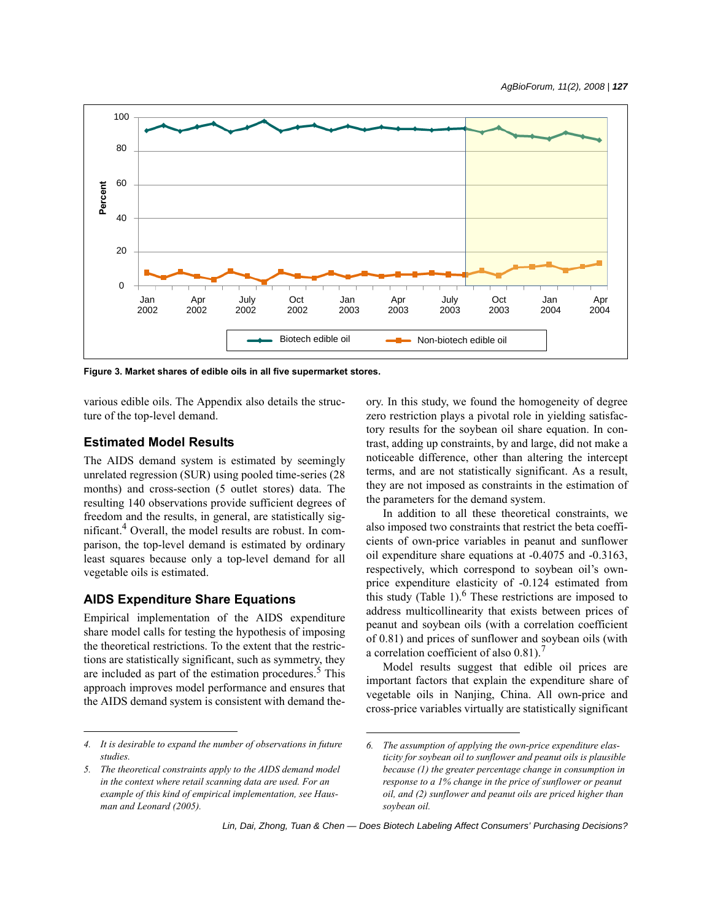Figure 3. Market shares of edible oils in all five supermarket stores.

various edible oils. The Appendix also details the structure of the top-level demand.

## Estimated Model Results

The AIDS demand system is estimated by seemingly unrelated regression (SUR) using pooled time-series (28 months) and cross-section (5 outlet stores) data. The resulting 140 observations provide sufficient degrees of freedom and the results, in general, are statistically significant.[4] Overall, the model results are robust. In comparison, the top-level demand is estimated by ordinary least squares because only a top-level demand for all vegetable oils is estimated.

## AIDS Expenditure Share Equations

Empirical implementation of the AIDS expenditure share model calls for testing the hypothesis of imposing the theoretical restrictions. To the extent that the restrictions are statistically significant, such as symmetry, they are included as part of the estimation procedures.[5] This approach improves model performance and ensures that the AIDS demand system is consistent with demand theory. In this study, we found the homogeneity of degree zero restriction plays a pivotal role in yielding satisfactory results for the soybean oil share equation. In contrast, adding up constraints, by and large, did not make a noticeable difference, other than altering the intercept terms, and are not statistically significant. As a result, they are not imposed as constraints in the estimation of the parameters for the demand system.

In addition to all these theoretical constraints, we also imposed two constraints that restrict the beta coefficients of own-price variables in peanut and sunflower oil expenditure share equations at -0.4075 and -0.3163, respectively, which correspond to soybean oil's own-price expenditure elasticity of -0.124 estimated from this study (Table 1).[6] These restrictions are imposed to address multicollinearity that exists between prices of peanut and soybean oils (with a correlation coefficient of 0.81) and prices of sunflower and soybean oils (with a correlation coefficient of also 0.81).[7]

Model results suggest that edible oil prices are important factors that explain the expenditure share of vegetable oils in Nanjing, China. All own-price and cross-price variables virtually are statistically significant

---

*4. It is desirable to expand the number of observations in future studies.*

*5. The theoretical constraints apply to the AIDS demand model in the context where retail scanning data are used. For an example of this kind of empirical implementation, see Hausman and Leonard (2005).*

*6. The assumption of applying the own-price expenditure elasticity for soybean oil to sunflower and peanut oils is plausible because (1) the greater percentage change in consumption in response to a 1% change in the price of sunflower or peanut oil, and (2) sunflower and peanut oils are priced higher than soybean oil.*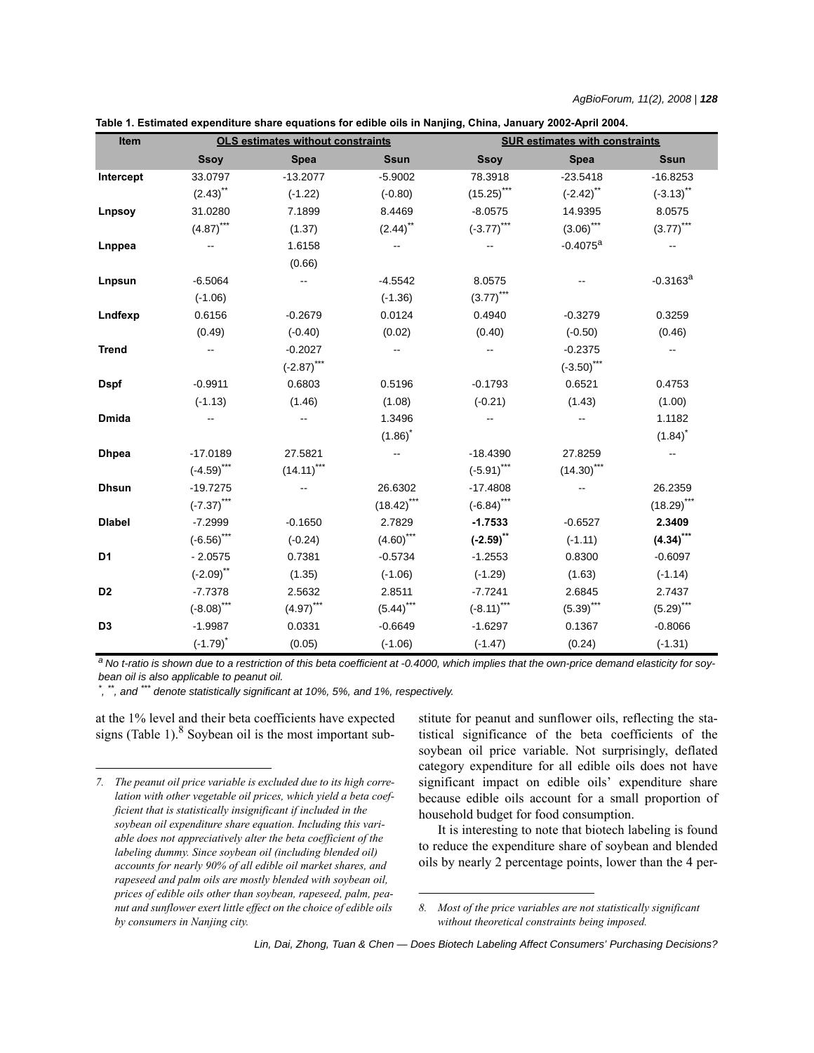**Table 1. Estimated expenditure share equations for edible oils in Nanjing, China, January 2002-April 2004.**

| Item | OLS estimates without constraints | | | SUR estimates with constraints | | |
|---|---|---|---|---|---|---|
| | **Ssoy** | **Spea** | **Ssun** | **Ssoy** | **Spea** | **Ssun** |
| **Intercept** | 33.0797 | -13.2077 | -5.9002 | 78.3918 | -23.5418 | -16.8253 |
| | (2.43)** | (-1.22) | (-0.80) | (15.25)*** | (-2.42)** | (-3.13)** |
| **Lnpsoy** | 31.0280 | 7.1899 | 8.4469 | -8.0575 | 14.9395 | 8.0575 |
| | (4.87)*** | (1.37) | (2.44)** | (-3.77)*** | (3.06)*** | (3.77)*** |
| **Lnppea** | -- | 1.6158 | -- | -- | -0.4075[a] | -- |
| | | (0.66) | | | | |
| **Lnpsun** | -6.5064 | -- | -4.5542 | 8.0575 | -- | -0.3163[a] |
| | (-1.06) | | (-1.36) | (3.77)*** | | |
| **Lndfexp** | 0.6156 | -0.2679 | 0.0124 | 0.4940 | -0.3279 | 0.3259 |
| | (0.49) | (-0.40) | (0.02) | (0.40) | (-0.50) | (0.46) |
| **Trend** | -- | -0.2027 | -- | -- | -0.2375 | -- |
| | | (-2.87)*** | | | (-3.50)*** | |
| **Dspf** | -0.9911 | 0.6803 | 0.5196 | -0.1793 | 0.6521 | 0.4753 |
| | (-1.13) | (1.46) | (1.08) | (-0.21) | (1.43) | (1.00) |
| **Dmida** | -- | -- | 1.3496 | -- | -- | 1.1182 |
| | | | (1.86)* | | | (1.84)* |
| **Dhpea** | -17.0189 | 27.5821 | -- | -18.4390 | 27.8259 | -- |
| | (-4.59)*** | (14.11)*** | | (-5.91)*** | (14.30)*** | |
| **Dhsun** | -19.7275 | -- | 26.6302 | -17.4808 | -- | 26.2359 |
| | (-7.37)*** | | (18.42)*** | (-6.84)*** | | (18.29)*** |
| **Dlabel** | -7.2999 | -0.1650 | 2.7829 | **-1.7533** | -0.6527 | **2.3409** |
| | (-6.56)*** | (-0.24) | (4.60)*** | **(-2.59)**** | (-1.11) | **(4.34)***** |
| **D1** | - 2.0575 | 0.7381 | -0.5734 | -1.2553 | 0.8300 | -0.6097 |
| | (-2.09)** | (1.35) | (-1.06) | (-1.29) | (1.63) | (-1.14) |
| **D2** | -7.7378 | 2.5632 | 2.8511 | -7.7241 | 2.6845 | 2.7437 |
| | (-8.08)*** | (4.97)*** | (5.44)*** | (-8.11)*** | (5.39)*** | (5.29)*** |
| **D3** | -1.9987 | 0.0331 | -0.6649 | -1.6297 | 0.1367 | -0.8066 |
| | (-1.79)* | (0.05) | (-1.06) | (-1.47) | (0.24) | (-1.31) |

*[a] No t-ratio is shown due to a restriction of this beta coefficient at -0.4000, which implies that the own-price demand elasticity for soybean oil is also applicable to peanut oil.*

*\*, \*\*, and \*\*\* denote statistically significant at 10%, 5%, and 1%, respectively.*

at the 1% level and their beta coefficients have expected signs (Table 1).[8] Soybean oil is the most important substitute for peanut and sunflower oils, reflecting the statistical significance of the beta coefficients of the soybean oil price variable. Not surprisingly, deflated category expenditure for all edible oils does not have significant impact on edible oils' expenditure share because edible oils account for a small proportion of household budget for food consumption.

It is interesting to note that biotech labeling is found to reduce the expenditure share of soybean and blended oils by nearly 2 percentage points, lower than the 4 per-

---

*7. The peanut oil price variable is excluded due to its high correlation with other vegetable oil prices, which yield a beta coefficient that is statistically insignificant if included in the soybean oil expenditure share equation. Including this variable does not appreciatively alter the beta coefficient of the labeling dummy. Since soybean oil (including blended oil) accounts for nearly 90% of all edible oil market shares, and rapeseed and palm oils are mostly blended with soybean oil, prices of edible oils other than soybean, rapeseed, palm, peanut and sunflower exert little effect on the choice of edible oils by consumers in Nanjing city.*

*8. Most of the price variables are not statistically significant without theoretical constraints being imposed.*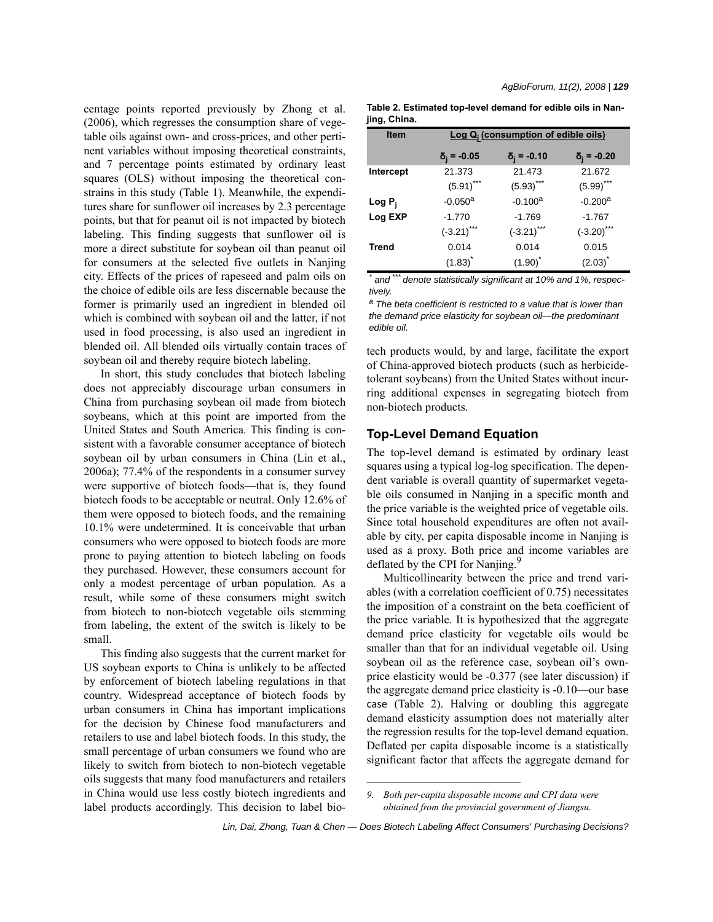centage points reported previously by Zhong et al. (2006), which regresses the consumption share of vegetable oils against own- and cross-prices, and other pertinent variables without imposing theoretical constraints, and 7 percentage points estimated by ordinary least squares (OLS) without imposing the theoretical constrains in this study (Table 1). Meanwhile, the expenditures share for sunflower oil increases by 2.3 percentage points, but that for peanut oil is not impacted by biotech labeling. This finding suggests that sunflower oil is more a direct substitute for soybean oil than peanut oil for consumers at the selected five outlets in Nanjing city. Effects of the prices of rapeseed and palm oils on the choice of edible oils are less discernable because the former is primarily used an ingredient in blended oil which is combined with soybean oil and the latter, if not used in food processing, is also used an ingredient in blended oil. All blended oils virtually contain traces of soybean oil and thereby require biotech labeling.

In short, this study concludes that biotech labeling does not appreciably discourage urban consumers in China from purchasing soybean oil made from biotech soybeans, which at this point are imported from the United States and South America. This finding is consistent with a favorable consumer acceptance of biotech soybean oil by urban consumers in China (Lin et al., 2006a); 77.4% of the respondents in a consumer survey were supportive of biotech foods—that is, they found biotech foods to be acceptable or neutral. Only 12.6% of them were opposed to biotech foods, and the remaining 10.1% were undetermined. It is conceivable that urban consumers who were opposed to biotech foods are more prone to paying attention to biotech labeling on foods they purchased. However, these consumers account for only a modest percentage of urban population. As a result, while some of these consumers might switch from biotech to non-biotech vegetable oils stemming from labeling, the extent of the switch is likely to be small.

This finding also suggests that the current market for US soybean exports to China is unlikely to be affected by enforcement of biotech labeling regulations in that country. Widespread acceptance of biotech foods by urban consumers in China has important implications for the decision by Chinese food manufacturers and retailers to use and label biotech foods. In this study, the small percentage of urban consumers we found who are likely to switch from biotech to non-biotech vegetable oils suggests that many food manufacturers and retailers in China would use less costly biotech ingredients and label products accordingly. This decision to label biotech products would, by and large, facilitate the export of China-approved biotech products (such as herbicide-tolerant soybeans) from the United States without incurring additional expenses in segregating biotech from non-biotech products.

**Table 2. Estimated top-level demand for edible oils in Nanjing, China.**

| Item | Log $Q_j$ (consumption of edible oils) | | |
|---|---|---|---|
| | $\delta_j = -0.05$ | $\delta_j = -0.10$ | $\delta_j = -0.20$ |
| **Intercept** | 21.373 | 21.473 | 21.672 |
| | (5.91)*** | (5.93)*** | (5.99)*** |
| **Log $P_j$** | -0.050[a] | -0.100[a] | -0.200[a] |
| **Log EXP** | -1.770 | -1.769 | -1.767 |
| | (-3.21)*** | (-3.21)*** | (-3.20)*** |
| **Trend** | 0.014 | 0.014 | 0.015 |
| | (1.83)* | (1.90)* | (2.03)* |

*\* and \*\*\* denote statistically significant at 10% and 1%, respectively.*

*[a] The beta coefficient is restricted to a value that is lower than the demand price elasticity for soybean oil—the predominant edible oil.*

## Top-Level Demand Equation

The top-level demand is estimated by ordinary least squares using a typical log-log specification. The dependent variable is overall quantity of supermarket vegetable oils consumed in Nanjing in a specific month and the price variable is the weighted price of vegetable oils. Since total household expenditures are often not available by city, per capita disposable income in Nanjing is used as a proxy. Both price and income variables are deflated by the CPI for Nanjing.[9]

Multicollinearity between the price and trend variables (with a correlation coefficient of 0.75) necessitates the imposition of a constraint on the beta coefficient of the price variable. It is hypothesized that the aggregate demand price elasticity for vegetable oils would be smaller than that for an individual vegetable oil. Using soybean oil as the reference case, soybean oil's own-price elasticity would be -0.377 (see later discussion) if the aggregate demand price elasticity is -0.10—our base case (Table 2). Halving or doubling this aggregate demand elasticity assumption does not materially alter the regression results for the top-level demand equation. Deflated per capita disposable income is a statistically significant factor that affects the aggregate demand for

9. *Both per-capita disposable income and CPI data were obtained from the provincial government of Jiangsu.*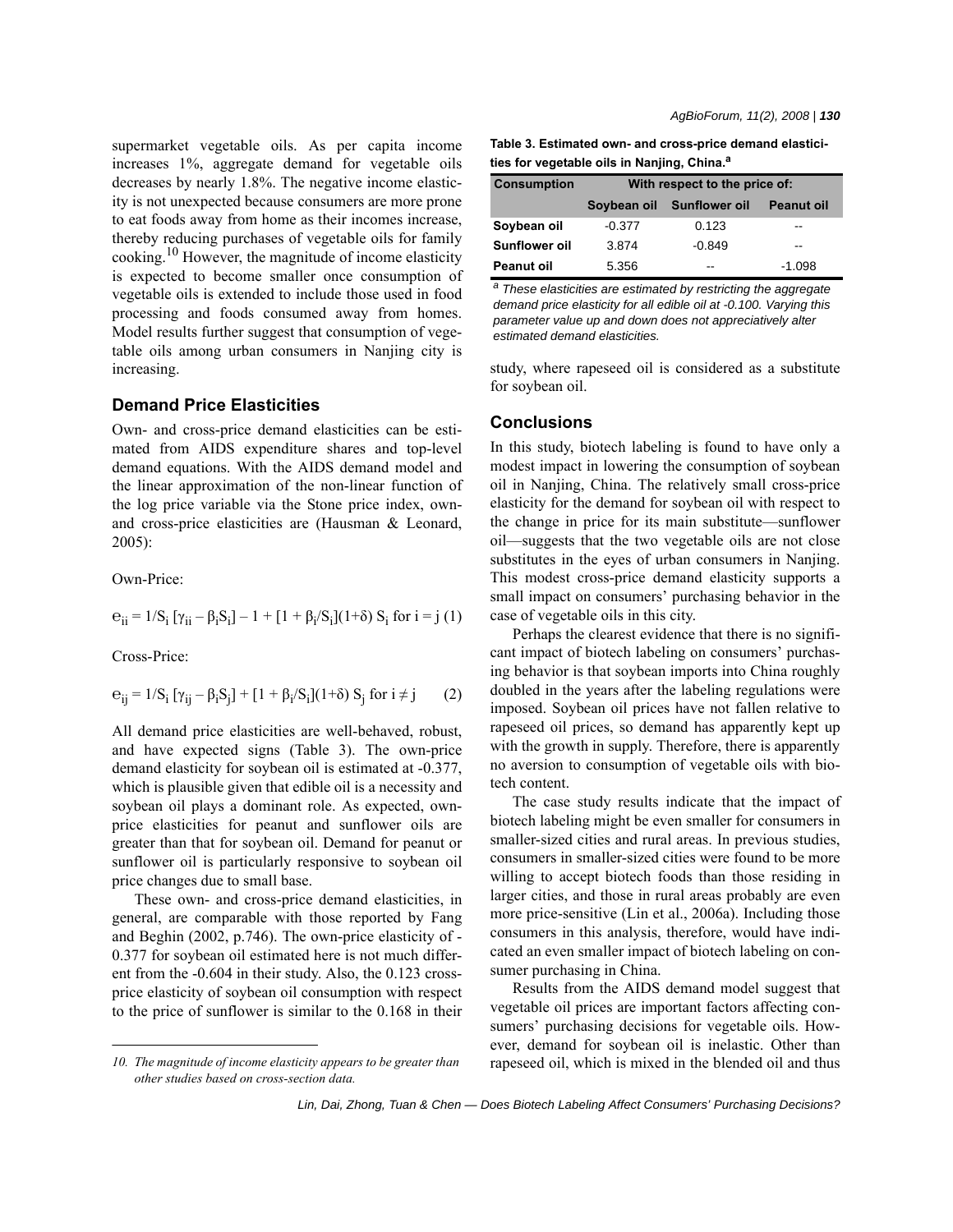supermarket vegetable oils. As per capita income increases 1%, aggregate demand for vegetable oils decreases by nearly 1.8%. The negative income elasticity is not unexpected because consumers are more prone to eat foods away from home as their incomes increase, thereby reducing purchases of vegetable oils for family cooking.[10] However, the magnitude of income elasticity is expected to become smaller once consumption of vegetable oils is extended to include those used in food processing and foods consumed away from homes. Model results further suggest that consumption of vegetable oils among urban consumers in Nanjing city is increasing.

## Demand Price Elasticities

Own- and cross-price demand elasticities can be estimated from AIDS expenditure shares and top-level demand equations. With the AIDS demand model and the linear approximation of the non-linear function of the log price variable via the Stone price index, own- and cross-price elasticities are (Hausman & Leonard, 2005):

Own-Price:

$$e_{ii} = 1/S_i\,[\gamma_{ii} - \beta_i S_i] - 1 + [1 + \beta_i/S_i](1+\delta)\,S_i \text{ for } i = j \quad (1)$$

Cross-Price:

$$e_{ij} = 1/S_i\,[\gamma_{ij} - \beta_i S_j] + [1 + \beta_i/S_i](1+\delta)\,S_j \text{ for } i \neq j \quad (2)$$

All demand price elasticities are well-behaved, robust, and have expected signs (Table 3). The own-price demand elasticity for soybean oil is estimated at -0.377, which is plausible given that edible oil is a necessity and soybean oil plays a dominant role. As expected, own-price elasticities for peanut and sunflower oils are greater than that for soybean oil. Demand for peanut or sunflower oil is particularly responsive to soybean oil price changes due to small base.

These own- and cross-price demand elasticities, in general, are comparable with those reported by Fang and Beghin (2002, p.746). The own-price elasticity of -0.377 for soybean oil estimated here is not much different from the -0.604 in their study. Also, the 0.123 cross-price elasticity of soybean oil consumption with respect to the price of sunflower is similar to the 0.168 in their study, where rapeseed oil is considered as a substitute for soybean oil.

**Table 3. Estimated own- and cross-price demand elasticities for vegetable oils in Nanjing, China.[a]**

| Consumption | With respect to the price of: | | |
|---|---|---|---|
| | Soybean oil | Sunflower oil | Peanut oil |
| **Soybean oil** | -0.377 | 0.123 | -- |
| **Sunflower oil** | 3.874 | -0.849 | -- |
| **Peanut oil** | 5.356 | -- | -1.098 |

*[a] These elasticities are estimated by restricting the aggregate demand price elasticity for all edible oil at -0.100. Varying this parameter value up and down does not appreciatively alter estimated demand elasticities.*

## Conclusions

In this study, biotech labeling is found to have only a modest impact in lowering the consumption of soybean oil in Nanjing, China. The relatively small cross-price elasticity for the demand for soybean oil with respect to the change in price for its main substitute—sunflower oil—suggests that the two vegetable oils are not close substitutes in the eyes of urban consumers in Nanjing. This modest cross-price demand elasticity supports a small impact on consumers' purchasing behavior in the case of vegetable oils in this city.

Perhaps the clearest evidence that there is no significant impact of biotech labeling on consumers' purchasing behavior is that soybean imports into China roughly doubled in the years after the labeling regulations were imposed. Soybean oil prices have not fallen relative to rapeseed oil prices, so demand has apparently kept up with the growth in supply. Therefore, there is apparently no aversion to consumption of vegetable oils with biotech content.

The case study results indicate that the impact of biotech labeling might be even smaller for consumers in smaller-sized cities and rural areas. In previous studies, consumers in smaller-sized cities were found to be more willing to accept biotech foods than those residing in larger cities, and those in rural areas probably are even more price-sensitive (Lin et al., 2006a). Including those consumers in this analysis, therefore, would have indicated an even smaller impact of biotech labeling on consumer purchasing in China.

Results from the AIDS demand model suggest that vegetable oil prices are important factors affecting consumers' purchasing decisions for vegetable oils. However, demand for soybean oil is inelastic. Other than rapeseed oil, which is mixed in the blended oil and thus

*10. The magnitude of income elasticity appears to be greater than other studies based on cross-section data.*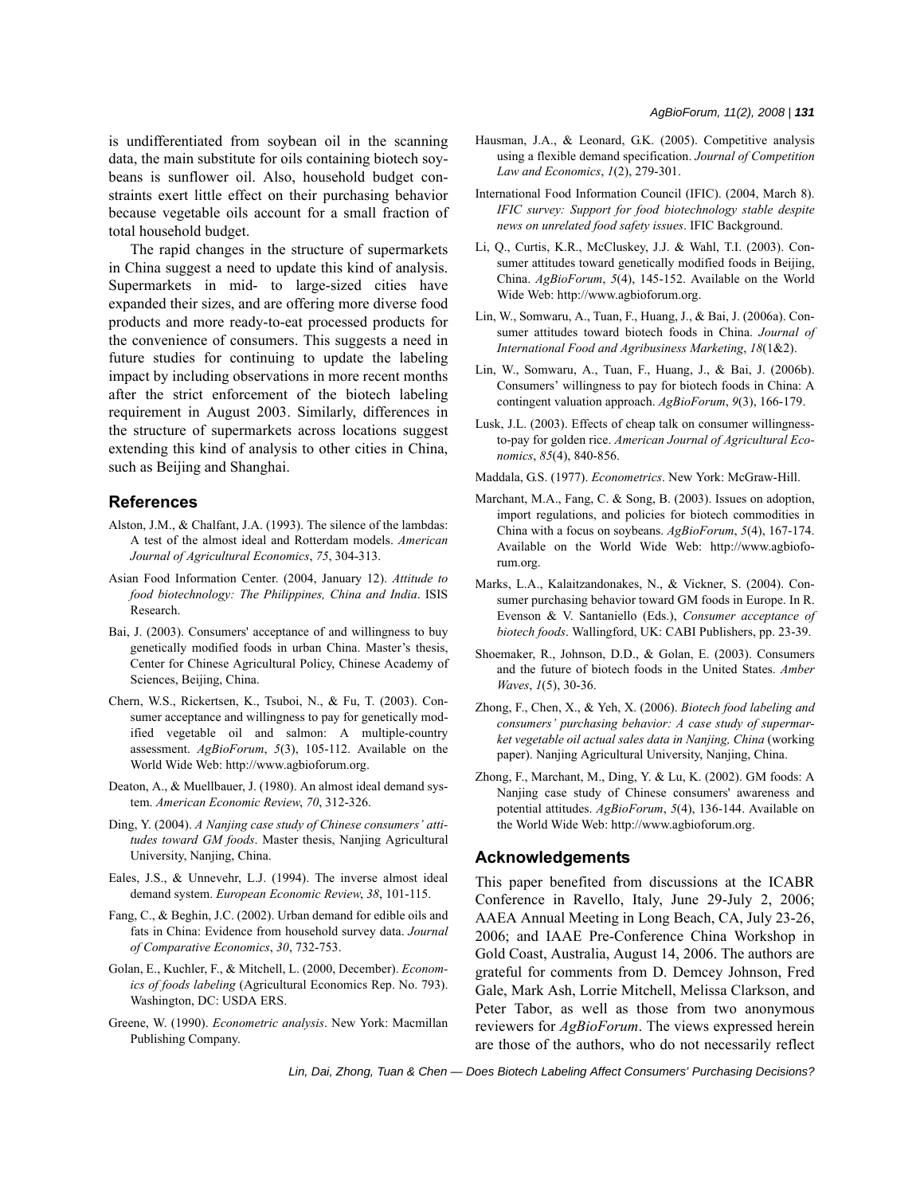is undifferentiated from soybean oil in the scanning data, the main substitute for oils containing biotech soybeans is sunflower oil. Also, household budget constraints exert little effect on their purchasing behavior because vegetable oils account for a small fraction of total household budget.

The rapid changes in the structure of supermarkets in China suggest a need to update this kind of analysis. Supermarkets in mid- to large-sized cities have expanded their sizes, and are offering more diverse food products and more ready-to-eat processed products for the convenience of consumers. This suggests a need in future studies for continuing to update the labeling impact by including observations in more recent months after the strict enforcement of the biotech labeling requirement in August 2003. Similarly, differences in the structure of supermarkets across locations suggest extending this kind of analysis to other cities in China, such as Beijing and Shanghai.

## References

Alston, J.M., & Chalfant, J.A. (1993). The silence of the lambdas: A test of the almost ideal and Rotterdam models. *American Journal of Agricultural Economics*, *75*, 304-313.

Asian Food Information Center. (2004, January 12). *Attitude to food biotechnology: The Philippines, China and India*. ISIS Research.

Bai, J. (2003). Consumers' acceptance of and willingness to buy genetically modified foods in urban China. Master's thesis, Center for Chinese Agricultural Policy, Chinese Academy of Sciences, Beijing, China.

Chern, W.S., Rickertsen, K., Tsuboi, N., & Fu, T. (2003). Consumer acceptance and willingness to pay for genetically modified vegetable oil and salmon: A multiple-country assessment. *AgBioForum*, *5*(3), 105-112. Available on the World Wide Web: http://www.agbioforum.org.

Deaton, A., & Muellbauer, J. (1980). An almost ideal demand system. *American Economic Review*, *70*, 312-326.

Ding, Y. (2004). *A Nanjing case study of Chinese consumers' attitudes toward GM foods*. Master thesis, Nanjing Agricultural University, Nanjing, China.

Eales, J.S., & Unnevehr, L.J. (1994). The inverse almost ideal demand system. *European Economic Review*, *38*, 101-115.

Fang, C., & Beghin, J.C. (2002). Urban demand for edible oils and fats in China: Evidence from household survey data. *Journal of Comparative Economics*, *30*, 732-753.

Golan, E., Kuchler, F., & Mitchell, L. (2000, December). *Economics of foods labeling* (Agricultural Economics Rep. No. 793). Washington, DC: USDA ERS.

Greene, W. (1990). *Econometric analysis*. New York: Macmillan Publishing Company.

Hausman, J.A., & Leonard, G.K. (2005). Competitive analysis using a flexible demand specification. *Journal of Competition Law and Economics*, *1*(2), 279-301.

International Food Information Council (IFIC). (2004, March 8). *IFIC survey: Support for food biotechnology stable despite news on unrelated food safety issues*. IFIC Background.

Li, Q., Curtis, K.R., McCluskey, J.J. & Wahl, T.I. (2003). Consumer attitudes toward genetically modified foods in Beijing, China. *AgBioForum*, *5*(4), 145-152. Available on the World Wide Web: http://www.agbioforum.org.

Lin, W., Somwaru, A., Tuan, F., Huang, J., & Bai, J. (2006a). Consumer attitudes toward biotech foods in China. *Journal of International Food and Agribusiness Marketing*, *18*(1&2).

Lin, W., Somwaru, A., Tuan, F., Huang, J., & Bai, J. (2006b). Consumers' willingness to pay for biotech foods in China: A contingent valuation approach. *AgBioForum*, *9*(3), 166-179.

Lusk, J.L. (2003). Effects of cheap talk on consumer willingness-to-pay for golden rice. *American Journal of Agricultural Economics*, *85*(4), 840-856.

Maddala, G.S. (1977). *Econometrics*. New York: McGraw-Hill.

Marchant, M.A., Fang, C. & Song, B. (2003). Issues on adoption, import regulations, and policies for biotech commodities in China with a focus on soybeans. *AgBioForum*, *5*(4), 167-174. Available on the World Wide Web: http://www.agbioforum.org.

Marks, L.A., Kalaitzandonakes, N., & Vickner, S. (2004). Consumer purchasing behavior toward GM foods in Europe. In R. Evenson & V. Santaniello (Eds.), *Consumer acceptance of biotech foods*. Wallingford, UK: CABI Publishers, pp. 23-39.

Shoemaker, R., Johnson, D.D., & Golan, E. (2003). Consumers and the future of biotech foods in the United States. *Amber Waves*, *1*(5), 30-36.

Zhong, F., Chen, X., & Yeh, X. (2006). *Biotech food labeling and consumers' purchasing behavior: A case study of supermarket vegetable oil actual sales data in Nanjing, China* (working paper). Nanjing Agricultural University, Nanjing, China.

Zhong, F., Marchant, M., Ding, Y. & Lu, K. (2002). GM foods: A Nanjing case study of Chinese consumers' awareness and potential attitudes. *AgBioForum*, *5*(4), 136-144. Available on the World Wide Web: http://www.agbioforum.org.

## Acknowledgements

This paper benefited from discussions at the ICABR Conference in Ravello, Italy, June 29-July 2, 2006; AAEA Annual Meeting in Long Beach, CA, July 23-26, 2006; and IAAE Pre-Conference China Workshop in Gold Coast, Australia, August 14, 2006. The authors are grateful for comments from D. Demcey Johnson, Fred Gale, Mark Ash, Lorrie Mitchell, Melissa Clarkson, and Peter Tabor, as well as those from two anonymous reviewers for *AgBioForum*. The views expressed herein are those of the authors, who do not necessarily reflect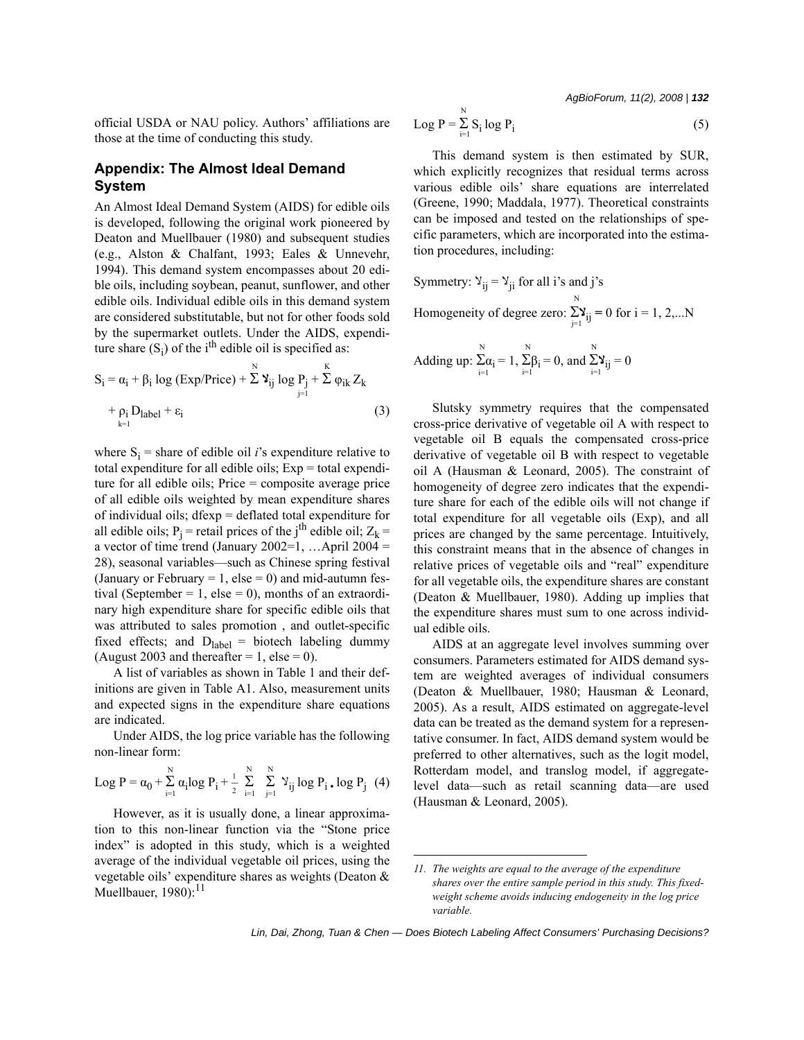official USDA or NAU policy. Authors' affiliations are those at the time of conducting this study.

## Appendix: The Almost Ideal Demand System

An Almost Ideal Demand System (AIDS) for edible oils is developed, following the original work pioneered by Deaton and Muellbauer (1980) and subsequent studies (e.g., Alston & Chalfant, 1993; Eales & Unnevehr, 1994). This demand system encompasses about 20 edible oils, including soybean, peanut, sunflower, and other edible oils. Individual edible oils in this demand system are considered substitutable, but not for other foods sold by the supermarket outlets. Under the AIDS, expenditure share ($S_i$) of the i[th] edible oil is specified as:

$$S_i = \alpha_i + \beta_i \log(\text{Exp/Price}) + \sum_{j=1}^{N} \gamma_{ij} \log P_j + \sum_{k=1}^{K} \varphi_{ik} Z_k + \rho_i D_{label} + \varepsilon_i \quad (3)$$

where $S_i$ = share of edible oil *i*'s expenditure relative to total expenditure for all edible oils; Exp = total expenditure for all edible oils; Price = composite average price of all edible oils weighted by mean expenditure shares of individual oils; dfexp = deflated total expenditure for all edible oils; $P_j$ = retail prices of the j[th] edible oil; $Z_k$ = a vector of time trend (January 2002=1, …April 2004 = 28), seasonal variables—such as Chinese spring festival (January or February = 1, else = 0) and mid-autumn festival (September = 1, else = 0), months of an extraordinary high expenditure share for specific edible oils that was attributed to sales promotion , and outlet-specific fixed effects; and $D_{label}$ = biotech labeling dummy (August 2003 and thereafter = 1, else = 0).

A list of variables as shown in Table 1 and their definitions are given in Table A1. Also, measurement units and expected signs in the expenditure share equations are indicated.

Under AIDS, the log price variable has the following non-linear form:

$$\text{Log } P = \alpha_0 + \sum_{i=1}^{N} \alpha_i \log P_i + \frac{1}{2} \sum_{i=1}^{N} \sum_{j=1}^{N} \gamma_{ij} \log P_i \cdot \log P_j \quad (4)$$

However, as it is usually done, a linear approximation to this non-linear function via the "Stone price index" is adopted in this study, which is a weighted average of the individual vegetable oil prices, using the vegetable oils' expenditure shares as weights (Deaton & Muellbauer, 1980):[11]

$$\text{Log } P = \sum_{i=1}^{N} S_i \log P_i \quad (5)$$

This demand system is then estimated by SUR, which explicitly recognizes that residual terms across various edible oils' share equations are interrelated (Greene, 1990; Maddala, 1977). Theoretical constraints can be imposed and tested on the relationships of specific parameters, which are incorporated into the estimation procedures, including:

Symmetry: $\gamma_{ij} = \gamma_{ji}$ for all i's and j's

Homogeneity of degree zero: $\sum_{j=1}^{N} \gamma_{ij} = 0$ for i = 1, 2,...N

Adding up: $\sum_{i=1}^{N} \alpha_i = 1$, $\sum_{i=1}^{N} \beta_i = 0$, and $\sum_{i=1}^{N} \gamma_{ij} = 0$

Slutsky symmetry requires that the compensated cross-price derivative of vegetable oil A with respect to vegetable oil B equals the compensated cross-price derivative of vegetable oil B with respect to vegetable oil A (Hausman & Leonard, 2005). The constraint of homogeneity of degree zero indicates that the expenditure share for each of the edible oils will not change if total expenditure for all vegetable oils (Exp), and all prices are changed by the same percentage. Intuitively, this constraint means that in the absence of changes in relative prices of vegetable oils and "real" expenditure for all vegetable oils, the expenditure shares are constant (Deaton & Muellbauer, 1980). Adding up implies that the expenditure shares must sum to one across individual edible oils.

AIDS at an aggregate level involves summing over consumers. Parameters estimated for AIDS demand system are weighted averages of individual consumers (Deaton & Muellbauer, 1980; Hausman & Leonard, 2005). As a result, AIDS estimated on aggregate-level data can be treated as the demand system for a representative consumer. In fact, AIDS demand system would be preferred to other alternatives, such as the logit model, Rotterdam model, and translog model, if aggregate-level data—such as retail scanning data—are used (Hausman & Leonard, 2005).

---

*11. The weights are equal to the average of the expenditure shares over the entire sample period in this study. This fixed-weight scheme avoids inducing endogeneity in the log price variable.*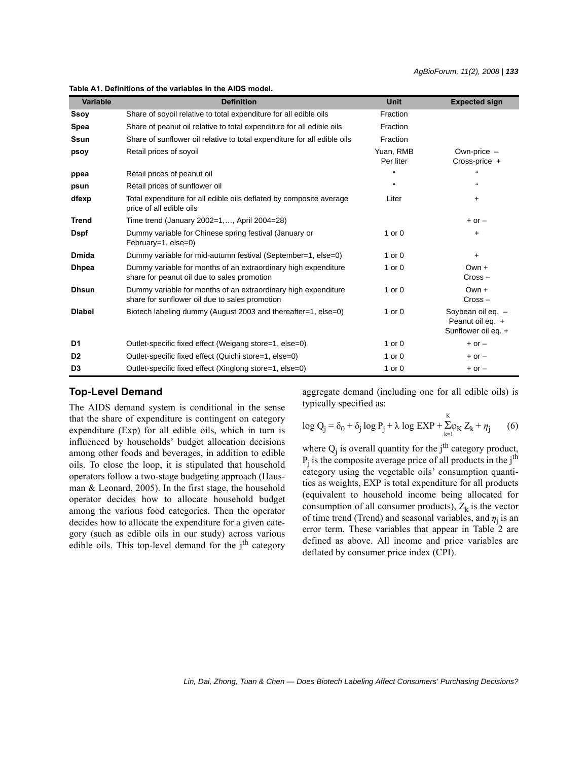**Table A1. Definitions of the variables in the AIDS model.**

| Variable | Definition | Unit | Expected sign |
|---|---|---|---|
| **Ssoy** | Share of soyoil relative to total expenditure for all edible oils | Fraction | |
| **Spea** | Share of peanut oil relative to total expenditure for all edible oils | Fraction | |
| **Ssun** | Share of sunflower oil relative to total expenditure for all edible oils | Fraction | |
| **psoy** | Retail prices of soyoil | Yuan, RMB Per liter | Own-price – Cross-price + |
| **ppea** | Retail prices of peanut oil | " | " |
| **psun** | Retail prices of sunflower oil | " | " |
| **dfexp** | Total expenditure for all edible oils deflated by composite average price of all edible oils | Liter | + |
| **Trend** | Time trend (January 2002=1,…, April 2004=28) | | + or – |
| **Dspf** | Dummy variable for Chinese spring festival (January or February=1, else=0) | 1 or 0 | + |
| **Dmida** | Dummy variable for mid-autumn festival (September=1, else=0) | 1 or 0 | + |
| **Dhpea** | Dummy variable for months of an extraordinary high expenditure share for peanut oil due to sales promotion | 1 or 0 | Own + Cross – |
| **Dhsun** | Dummy variable for months of an extraordinary high expenditure share for sunflower oil due to sales promotion | 1 or 0 | Own + Cross – |
| **Dlabel** | Biotech labeling dummy (August 2003 and thereafter=1, else=0) | 1 or 0 | Soybean oil eq. – Peanut oil eq. + Sunflower oil eq. + |
| **D1** | Outlet-specific fixed effect (Weigang store=1, else=0) | 1 or 0 | + or – |
| **D2** | Outlet-specific fixed effect (Quichi store=1, else=0) | 1 or 0 | + or – |
| **D3** | Outlet-specific fixed effect (Xinglong store=1, else=0) | 1 or 0 | + or – |

## Top-Level Demand

The AIDS demand system is conditional in the sense that the share of expenditure is contingent on category expenditure (Exp) for all edible oils, which in turn is influenced by households' budget allocation decisions among other foods and beverages, in addition to edible oils. To close the loop, it is stipulated that household operators follow a two-stage budgeting approach (Hausman & Leonard, 2005). In the first stage, the household operator decides how to allocate household budget among the various food categories. Then the operator decides how to allocate the expenditure for a given category (such as edible oils in our study) across various edible oils. This top-level demand for the $j^{th}$ category aggregate demand (including one for all edible oils) is typically specified as:

$$\log Q_j = \delta_0 + \delta_j \log P_j + \lambda \log EXP + \sum_{k=1}^{K} \varphi_K Z_k + \eta_j \qquad (6)$$

where $Q_j$ is overall quantity for the $j^{th}$ category product, $P_j$ is the composite average price of all products in the $j^{th}$ category using the vegetable oils' consumption quantities as weights, EXP is total expenditure for all products (equivalent to household income being allocated for consumption of all consumer products), $Z_k$ is the vector of time trend (Trend) and seasonal variables, and $\eta_j$ is an error term. These variables that appear in Table 2 are defined as above. All income and price variables are deflated by consumer price index (CPI).